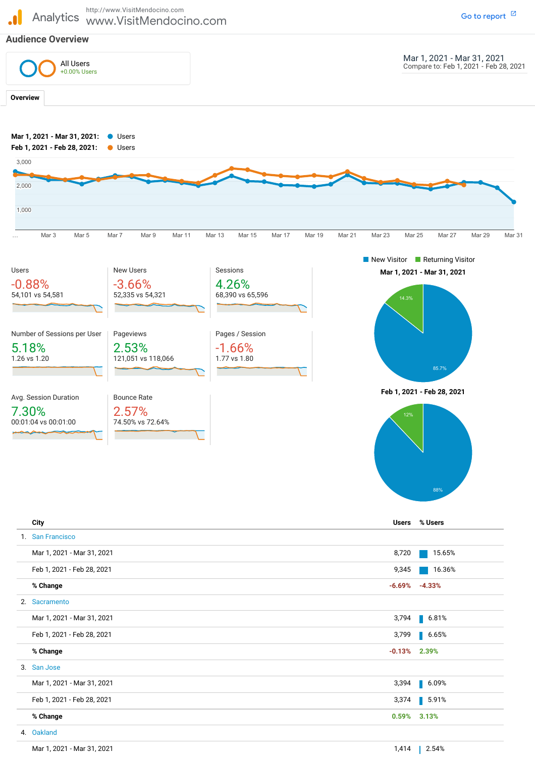Analytics http://www.VisitMendocino.com www.VisitMendocino.com

Go to report

## Audience Overview

All Users
+0.00% Users

Mar 1, 2021 - Mar 31, 2021
Compare to: Feb 1, 2021 - Feb 28, 2021

**Overview**

**Mar 1, 2021 - Mar 31, 2021:** Users
**Feb 1, 2021 - Feb 28, 2021:** Users

| Metric | % Change | Mar 2021 vs Feb 2021 |
|---|---|---|
| Users | -0.88% | 54,101 vs 54,581 |
| New Users | -3.66% | 52,335 vs 54,321 |
| Sessions | 4.26% | 68,390 vs 65,596 |
| Number of Sessions per User | 5.18% | 1.26 vs 1.20 |
| Pageviews | 2.53% | 121,051 vs 118,066 |
| Pages / Session | -1.66% | 1.77 vs 1.80 |
| Avg. Session Duration | 7.30% | 00:01:04 vs 00:01:00 |
| Bounce Rate | 2.57% | 74.50% vs 72.64% |

New Visitor / Returning Visitor

| Period | New Visitor | Returning Visitor |
|---|---|---|
| Mar 1, 2021 - Mar 31, 2021 | 85.7% | 14.3% |
| Feb 1, 2021 - Feb 28, 2021 | 88% | 12% |

| City | Users | % Users |
|---|---|---|
| 1. San Francisco | | |
| Mar 1, 2021 - Mar 31, 2021 | 8,720 | 15.65% |
| Feb 1, 2021 - Feb 28, 2021 | 9,345 | 16.36% |
| **% Change** | -6.69% | -4.33% |
| 2. Sacramento | | |
| Mar 1, 2021 - Mar 31, 2021 | 3,794 | 6.81% |
| Feb 1, 2021 - Feb 28, 2021 | 3,799 | 6.65% |
| **% Change** | -0.13% | 2.39% |
| 3. San Jose | | |
| Mar 1, 2021 - Mar 31, 2021 | 3,394 | 6.09% |
| Feb 1, 2021 - Feb 28, 2021 | 3,374 | 5.91% |
| **% Change** | 0.59% | 3.13% |
| 4. Oakland | | |
| Mar 1, 2021 - Mar 31, 2021 | 1,414 | 2.54% |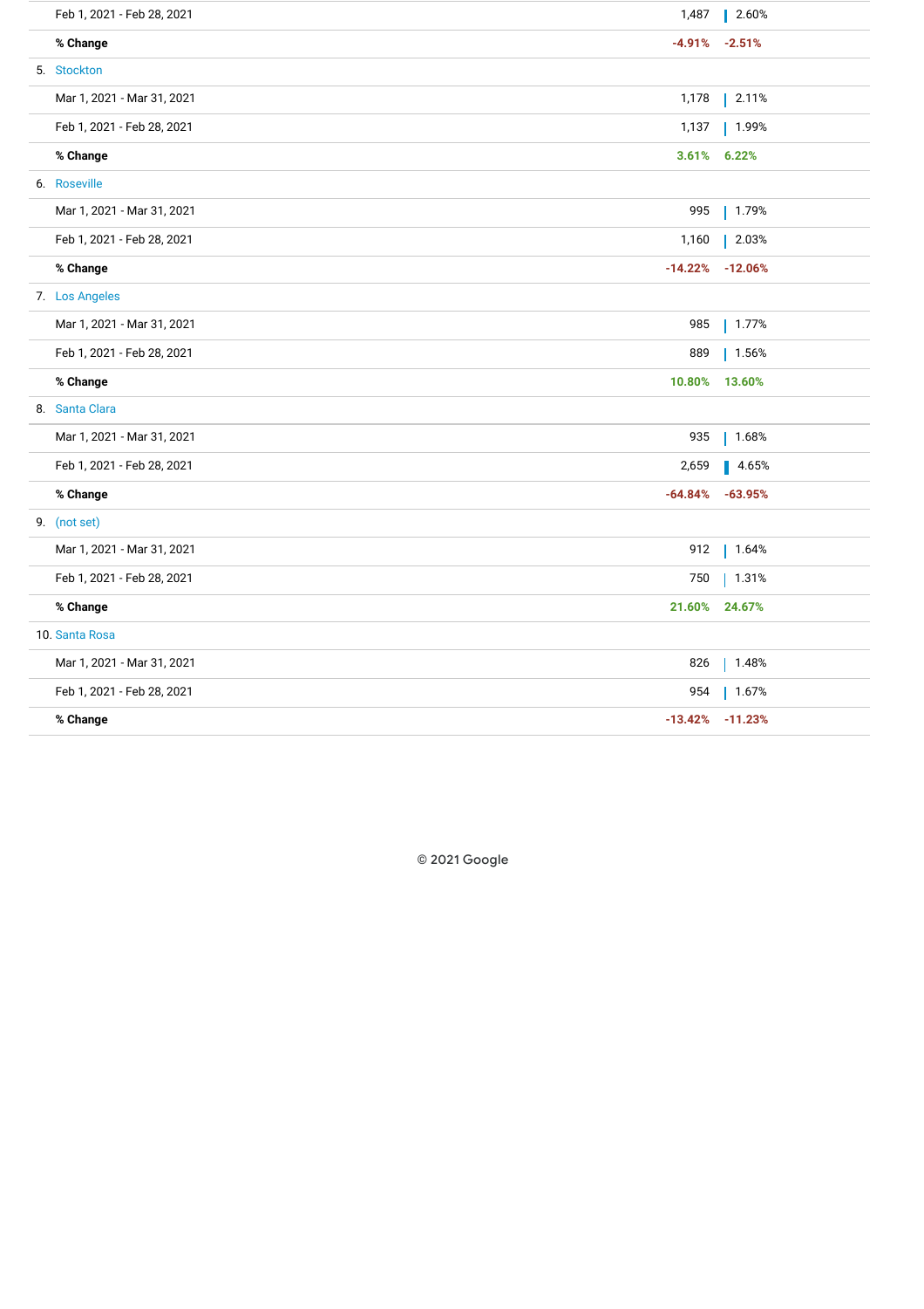| | | |
|---|---|---|
| Feb 1, 2021 - Feb 28, 2021 | 1,487 | 2.60% |
| **% Change** | **-4.91%** | **-2.51%** |
| 5. Stockton | | |
| Mar 1, 2021 - Mar 31, 2021 | 1,178 | 2.11% |
| Feb 1, 2021 - Feb 28, 2021 | 1,137 | 1.99% |
| **% Change** | **3.61%** | **6.22%** |
| 6. Roseville | | |
| Mar 1, 2021 - Mar 31, 2021 | 995 | 1.79% |
| Feb 1, 2021 - Feb 28, 2021 | 1,160 | 2.03% |
| **% Change** | **-14.22%** | **-12.06%** |
| 7. Los Angeles | | |
| Mar 1, 2021 - Mar 31, 2021 | 985 | 1.77% |
| Feb 1, 2021 - Feb 28, 2021 | 889 | 1.56% |
| **% Change** | **10.80%** | **13.60%** |
| 8. Santa Clara | | |
| Mar 1, 2021 - Mar 31, 2021 | 935 | 1.68% |
| Feb 1, 2021 - Feb 28, 2021 | 2,659 | 4.65% |
| **% Change** | **-64.84%** | **-63.95%** |
| 9. (not set) | | |
| Mar 1, 2021 - Mar 31, 2021 | 912 | 1.64% |
| Feb 1, 2021 - Feb 28, 2021 | 750 | 1.31% |
| **% Change** | **21.60%** | **24.67%** |
| 10. Santa Rosa | | |
| Mar 1, 2021 - Mar 31, 2021 | 826 | 1.48% |
| Feb 1, 2021 - Feb 28, 2021 | 954 | 1.67% |
| **% Change** | **-13.42%** | **-11.23%** |

© 2021 Google